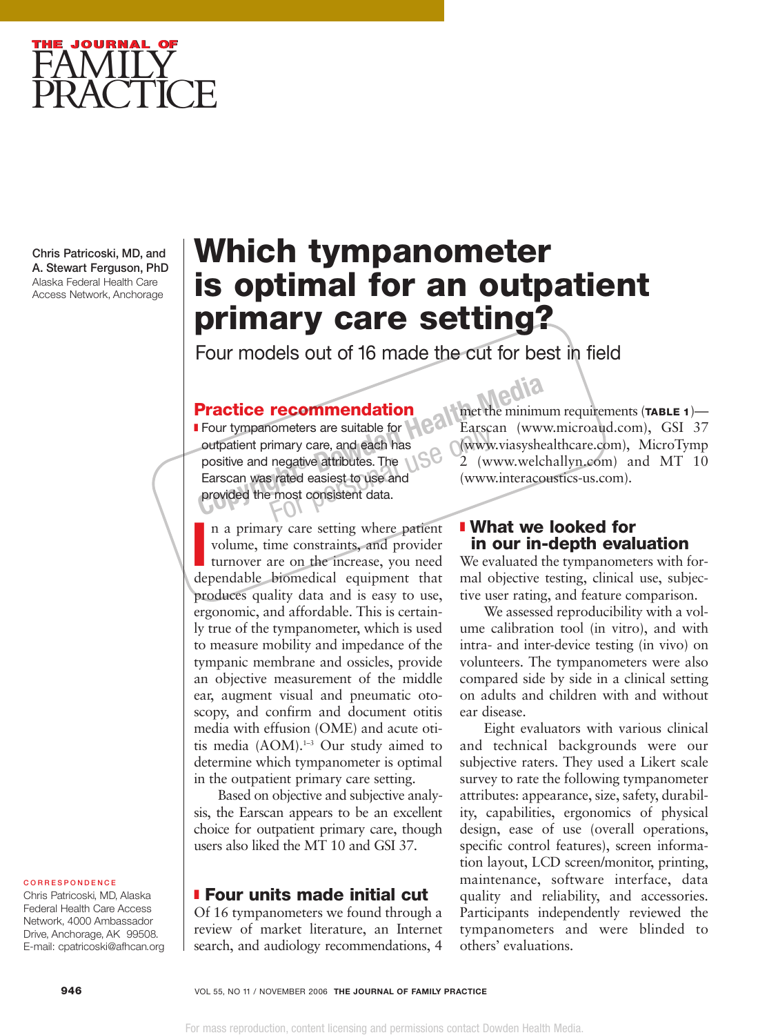# Which tympanometer is optimal for an outpatient primary care setting?

## Four models out of 16 made the cut for best in field

Chris Patricoski, MD, and A. Stewart Ferguson, PhD
Alaska Federal Health Care Access Network, Anchorage

### Practice recommendation

- Four tympanometers are suitable for outpatient primary care, and each has positive and negative attributes. The Earscan was rated easiest to use and provided the most consistent data.

In a primary care setting where patient volume, time constraints, and provider turnover are on the increase, you need dependable biomedical equipment that produces quality data and is easy to use, ergonomic, and affordable. This is certainly true of the tympanometer, which is used to measure mobility and impedance of the tympanic membrane and ossicles, provide an objective measurement of the middle ear, augment visual and pneumatic otoscopy, and confirm and document otitis media with effusion (OME) and acute otitis media (AOM).[1–3] Our study aimed to determine which tympanometer is optimal in the outpatient primary care setting.

Based on objective and subjective analysis, the Earscan appears to be an excellent choice for outpatient primary care, though users also liked the MT 10 and GSI 37.

## Four units made initial cut

Of 16 tympanometers we found through a review of market literature, an Internet search, and audiology recommendations, 4 met the minimum requirements (**TABLE 1**)—Earscan (www.microaud.com), GSI 37 (www.viasyshealthcare.com), MicroTymp 2 (www.welchallyn.com) and MT 10 (www.interacoustics-us.com).

## What we looked for in our in-depth evaluation

We evaluated the tympanometers with formal objective testing, clinical use, subjective user rating, and feature comparison.

We assessed reproducibility with a volume calibration tool (in vitro), and with intra- and inter-device testing (in vivo) on volunteers. The tympanometers were also compared side by side in a clinical setting on adults and children with and without ear disease.

Eight evaluators with various clinical and technical backgrounds were our subjective raters. They used a Likert scale survey to rate the following tympanometer attributes: appearance, size, safety, durability, capabilities, ergonomics of physical design, ease of use (overall operations, specific control features), screen information layout, LCD screen/monitor, printing, maintenance, software interface, data quality and reliability, and accessories. Participants independently reviewed the tympanometers and were blinded to others' evaluations.

CORRESPONDENCE
Chris Patricoski, MD, Alaska Federal Health Care Access Network, 4000 Ambassador Drive, Anchorage, AK 99508. E-mail: cpatricoski@afhcan.org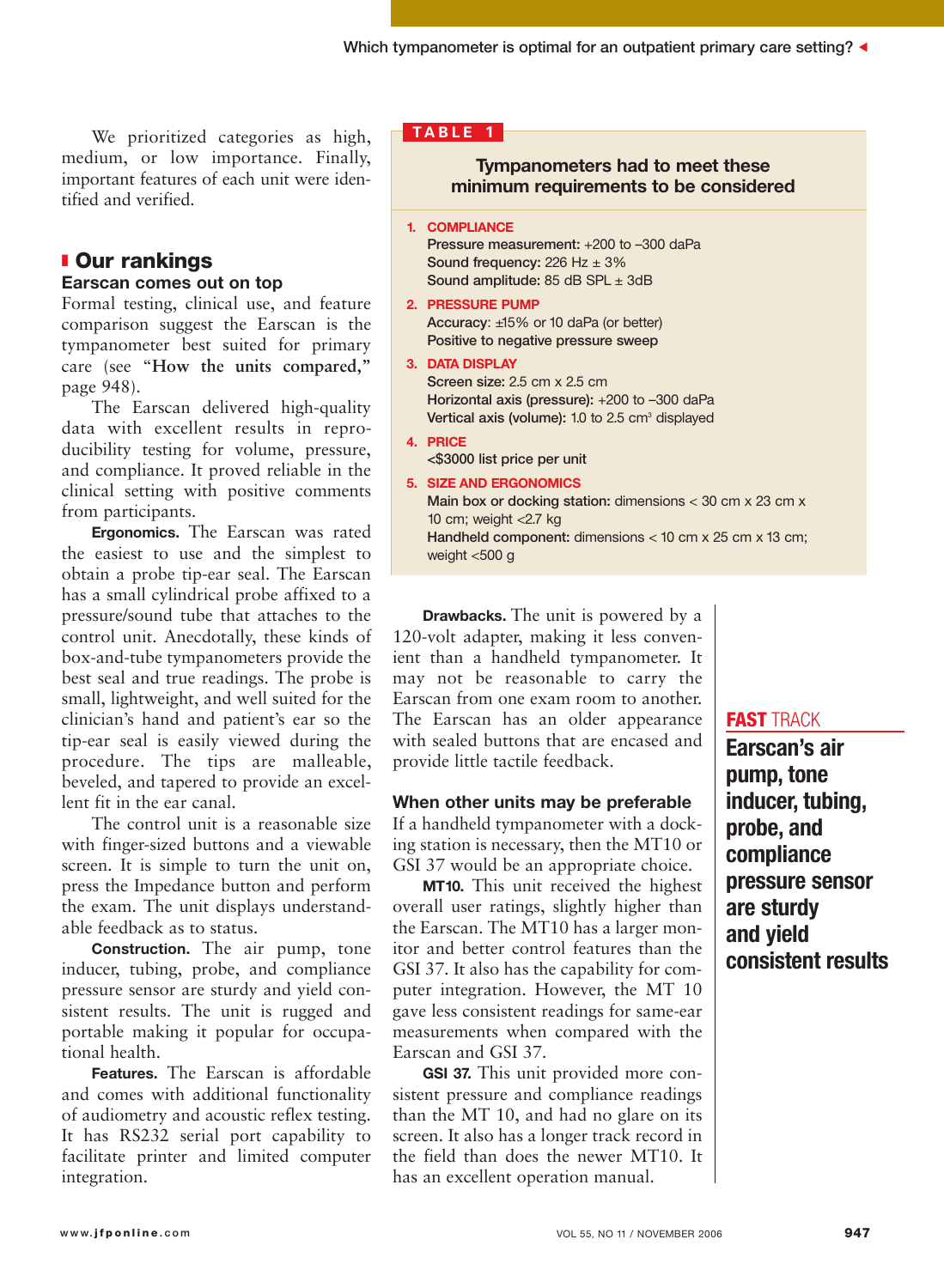We prioritized categories as high, medium, or low importance. Finally, important features of each unit were identified and verified.

## Our rankings

### Earscan comes out on top

Formal testing, clinical use, and feature comparison suggest the Earscan is the tympanometer best suited for primary care (see "**How the units compared,**" page 948).

The Earscan delivered high-quality data with excellent results in reproducibility testing for volume, pressure, and compliance. It proved reliable in the clinical setting with positive comments from participants.

**Ergonomics.** The Earscan was rated the easiest to use and the simplest to obtain a probe tip-ear seal. The Earscan has a small cylindrical probe affixed to a pressure/sound tube that attaches to the control unit. Anecdotally, these kinds of box-and-tube tympanometers provide the best seal and true readings. The probe is small, lightweight, and well suited for the clinician's hand and patient's ear so the tip-ear seal is easily viewed during the procedure. The tips are malleable, beveled, and tapered to provide an excellent fit in the ear canal.

The control unit is a reasonable size with finger-sized buttons and a viewable screen. It is simple to turn the unit on, press the Impedance button and perform the exam. The unit displays understandable feedback as to status.

**Construction.** The air pump, tone inducer, tubing, probe, and compliance pressure sensor are sturdy and yield consistent results. The unit is rugged and portable making it popular for occupational health.

**Features.** The Earscan is affordable and comes with additional functionality of audiometry and acoustic reflex testing. It has RS232 serial port capability to facilitate printer and limited computer integration.

**TABLE 1**

**Tympanometers had to meet these minimum requirements to be considered**

1. **COMPLIANCE**
   Pressure measurement: +200 to –300 daPa
   Sound frequency: 226 Hz ± 3%
   Sound amplitude: 85 dB SPL ± 3dB
2. **PRESSURE PUMP**
   Accuracy: ±15% or 10 daPa (or better)
   Positive to negative pressure sweep
3. **DATA DISPLAY**
   Screen size: 2.5 cm x 2.5 cm
   Horizontal axis (pressure): +200 to –300 daPa
   Vertical axis (volume): 1.0 to 2.5 $cm^3$ displayed
4. **PRICE**
   <$3000 list price per unit
5. **SIZE AND ERGONOMICS**
   Main box or docking station: dimensions < 30 cm x 23 cm x 10 cm; weight <2.7 kg
   Handheld component: dimensions < 10 cm x 25 cm x 13 cm; weight <500 g

**Drawbacks.** The unit is powered by a 120-volt adapter, making it less convenient than a handheld tympanometer. It may not be reasonable to carry the Earscan from one exam room to another. The Earscan has an older appearance with sealed buttons that are encased and provide little tactile feedback.

**FAST TRACK**
**Earscan's air pump, tone inducer, tubing, probe, and compliance pressure sensor are sturdy and yield consistent results**

### When other units may be preferable

If a handheld tympanometer with a docking station is necessary, then the MT10 or GSI 37 would be an appropriate choice.

**MT10.** This unit received the highest overall user ratings, slightly higher than the Earscan. The MT10 has a larger monitor and better control features than the GSI 37. It also has the capability for computer integration. However, the MT 10 gave less consistent readings for same-ear measurements when compared with the Earscan and GSI 37.

**GSI 37.** This unit provided more consistent pressure and compliance readings than the MT 10, and had no glare on its screen. It also has a longer track record in the field than does the newer MT10. It has an excellent operation manual.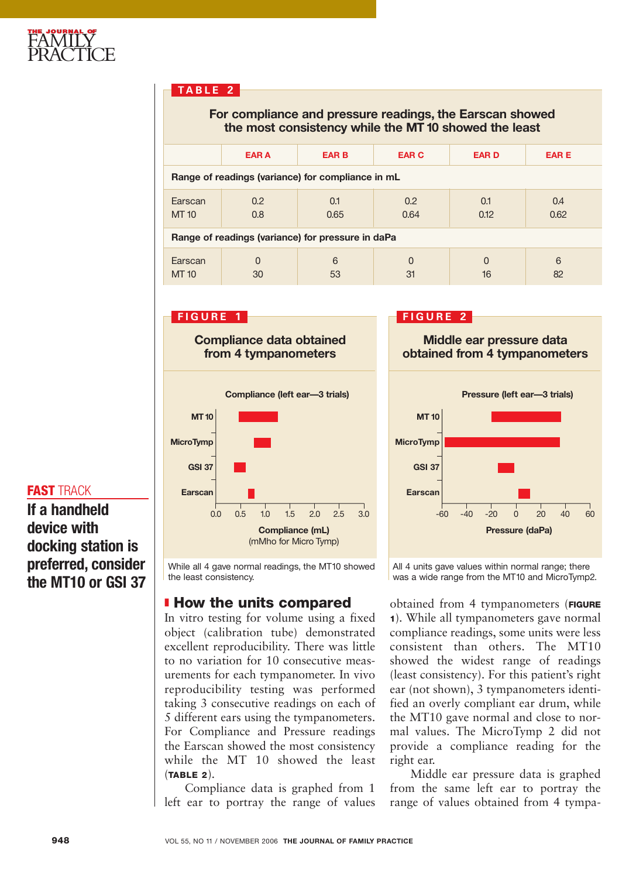**TABLE 2**

**For compliance and pressure readings, the Earscan showed the most consistency while the MT 10 showed the least**

| | EAR A | EAR B | EAR C | EAR D | EAR E |
|---|---|---|---|---|---|
| **Range of readings (variance) for compliance in mL** | | | | | |
| Earscan | 0.2 | 0.1 | 0.2 | 0.1 | 0.4 |
| MT 10 | 0.8 | 0.65 | 0.64 | 0.12 | 0.62 |
| **Range of readings (variance) for pressure in daPa** | | | | | |
| Earscan | 0 | 6 | 0 | 0 | 6 |
| MT 10 | 30 | 53 | 31 | 16 | 82 |

**FIGURE 1**

**Compliance data obtained from 4 tympanometers**

While all 4 gave normal readings, the MT10 showed the least consistency.

**FIGURE 2**

**Middle ear pressure data obtained from 4 tympanometers**

All 4 units gave values within normal range; there was a wide range from the MT10 and MicroTymp2.

**FAST TRACK**

**If a handheld device with docking station is preferred, consider the MT10 or GSI 37**

## How the units compared

In vitro testing for volume using a fixed object (calibration tube) demonstrated excellent reproducibility. There was little to no variation for 10 consecutive measurements for each tympanometer. In vivo reproducibility testing was performed taking 3 consecutive readings on each of 5 different ears using the tympanometers. For Compliance and Pressure readings the Earscan showed the most consistency while the MT 10 showed the least (**TABLE 2**).

Compliance data is graphed from 1 left ear to portray the range of values obtained from 4 tympanometers (**FIGURE 1**). While all tympanometers gave normal compliance readings, some units were less consistent than others. The MT10 showed the widest range of readings (least consistency). For this patient's right ear (not shown), 3 tympanometers identified an overly compliant ear drum, while the MT10 gave normal and close to normal values. The MicroTymp 2 did not provide a compliance reading for the right ear.

Middle ear pressure data is graphed from the same left ear to portray the range of values obtained from 4 tympa-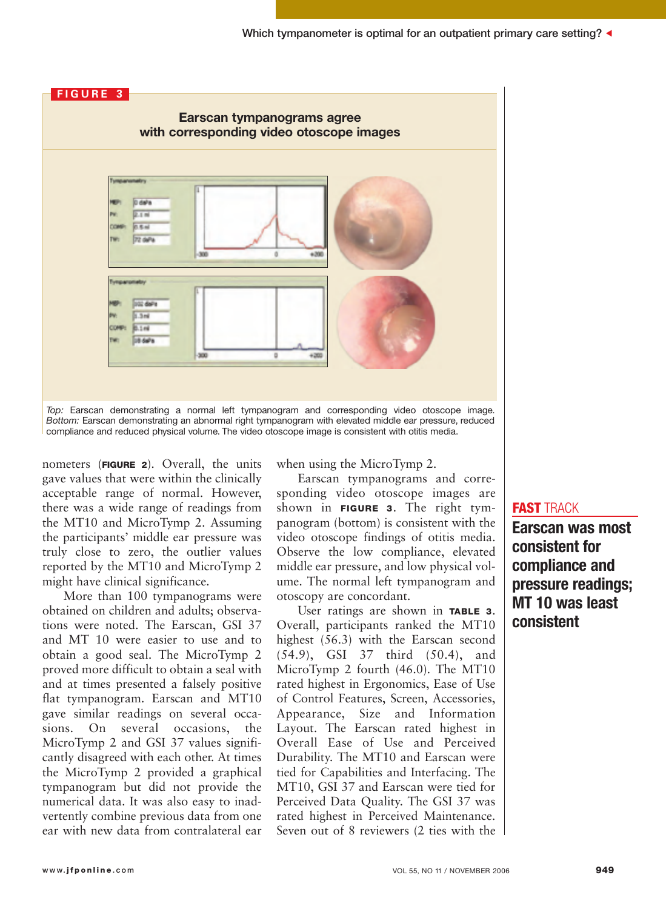**FIGURE 3**

**Earscan tympanograms agree with corresponding video otoscope images**

*Top:* Earscan demonstrating a normal left tympanogram and corresponding video otoscope image. *Bottom:* Earscan demonstrating an abnormal right tympanogram with elevated middle ear pressure, reduced compliance and reduced physical volume. The video otoscope image is consistent with otitis media.

nometers (**FIGURE 2**). Overall, the units gave values that were within the clinically acceptable range of normal. However, there was a wide range of readings from the MT10 and MicroTymp 2. Assuming the participants' middle ear pressure was truly close to zero, the outlier values reported by the MT10 and MicroTymp 2 might have clinical significance.

More than 100 tympanograms were obtained on children and adults; observations were noted. The Earscan, GSI 37 and MT 10 were easier to use and to obtain a good seal. The MicroTymp 2 proved more difficult to obtain a seal with and at times presented a falsely positive flat tympanogram. Earscan and MT10 gave similar readings on several occasions. On several occasions, the MicroTymp 2 and GSI 37 values significantly disagreed with each other. At times the MicroTymp 2 provided a graphical tympanogram but did not provide the numerical data. It was also easy to inadvertently combine previous data from one ear with new data from contralateral ear when using the MicroTymp 2.

Earscan tympanograms and corresponding video otoscope images are shown in **FIGURE 3**. The right tympanogram (bottom) is consistent with the video otoscope findings of otitis media. Observe the low compliance, elevated middle ear pressure, and low physical volume. The normal left tympanogram and otoscopy are concordant.

User ratings are shown in **TABLE 3**. Overall, participants ranked the MT10 highest (56.3) with the Earscan second (54.9), GSI 37 third (50.4), and MicroTymp 2 fourth (46.0). The MT10 rated highest in Ergonomics, Ease of Use of Control Features, Screen, Accessories, Appearance, Size and Information Layout. The Earscan rated highest in Overall Ease of Use and Perceived Durability. The MT10 and Earscan were tied for Capabilities and Interfacing. The MT10, GSI 37 and Earscan were tied for Perceived Data Quality. The GSI 37 was rated highest in Perceived Maintenance. Seven out of 8 reviewers (2 ties with the

**FAST TRACK**

**Earscan was most consistent for compliance and pressure readings; MT 10 was least consistent**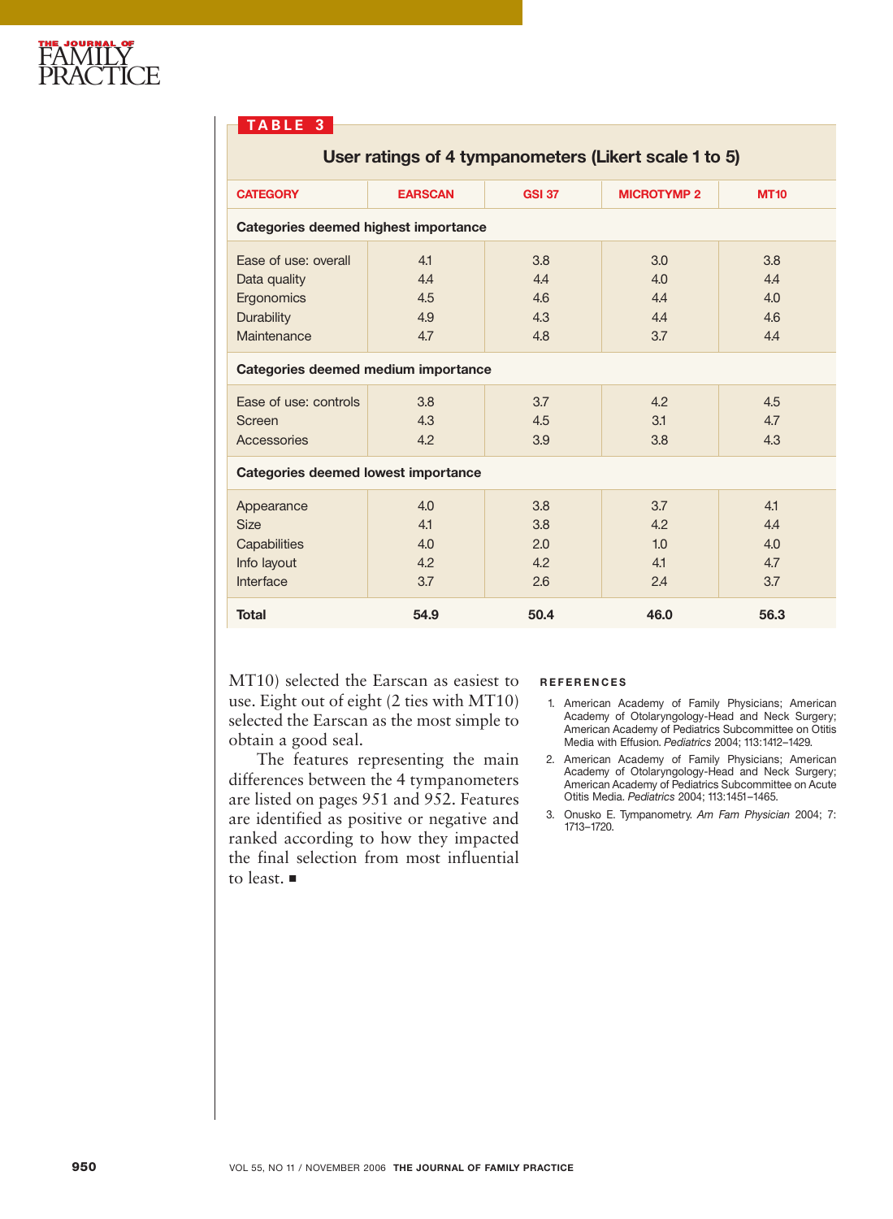**TABLE 3**

**User ratings of 4 tympanometers (Likert scale 1 to 5)**

| CATEGORY | EARSCAN | GSI 37 | MICROTYMP 2 | MT10 |
|---|---|---|---|---|
| **Categories deemed highest importance** | | | | |
| Ease of use: overall | 4.1 | 3.8 | 3.0 | 3.8 |
| Data quality | 4.4 | 4.4 | 4.0 | 4.4 |
| Ergonomics | 4.5 | 4.6 | 4.4 | 4.0 |
| Durability | 4.9 | 4.3 | 4.4 | 4.6 |
| Maintenance | 4.7 | 4.8 | 3.7 | 4.4 |
| **Categories deemed medium importance** | | | | |
| Ease of use: controls | 3.8 | 3.7 | 4.2 | 4.5 |
| Screen | 4.3 | 4.5 | 3.1 | 4.7 |
| Accessories | 4.2 | 3.9 | 3.8 | 4.3 |
| **Categories deemed lowest importance** | | | | |
| Appearance | 4.0 | 3.8 | 3.7 | 4.1 |
| Size | 4.1 | 3.8 | 4.2 | 4.4 |
| Capabilities | 4.0 | 2.0 | 1.0 | 4.0 |
| Info layout | 4.2 | 4.2 | 4.1 | 4.7 |
| Interface | 3.7 | 2.6 | 2.4 | 3.7 |
| **Total** | **54.9** | **50.4** | **46.0** | **56.3** |

MT10) selected the Earscan as easiest to use. Eight out of eight (2 ties with MT10) selected the Earscan as the most simple to obtain a good seal.

The features representing the main differences between the 4 tympanometers are listed on pages 951 and 952. Features are identified as positive or negative and ranked according to how they impacted the final selection from most influential to least. ■

## REFERENCES

1. American Academy of Family Physicians; American Academy of Otolaryngology-Head and Neck Surgery; American Academy of Pediatrics Subcommittee on Otitis Media with Effusion. *Pediatrics* 2004; 113:1412–1429.
2. American Academy of Family Physicians; American Academy of Otolaryngology-Head and Neck Surgery; American Academy of Pediatrics Subcommittee on Acute Otitis Media. *Pediatrics* 2004; 113:1451–1465.
3. Onusko E. Tympanometry. *Am Fam Physician* 2004; 7: 1713–1720.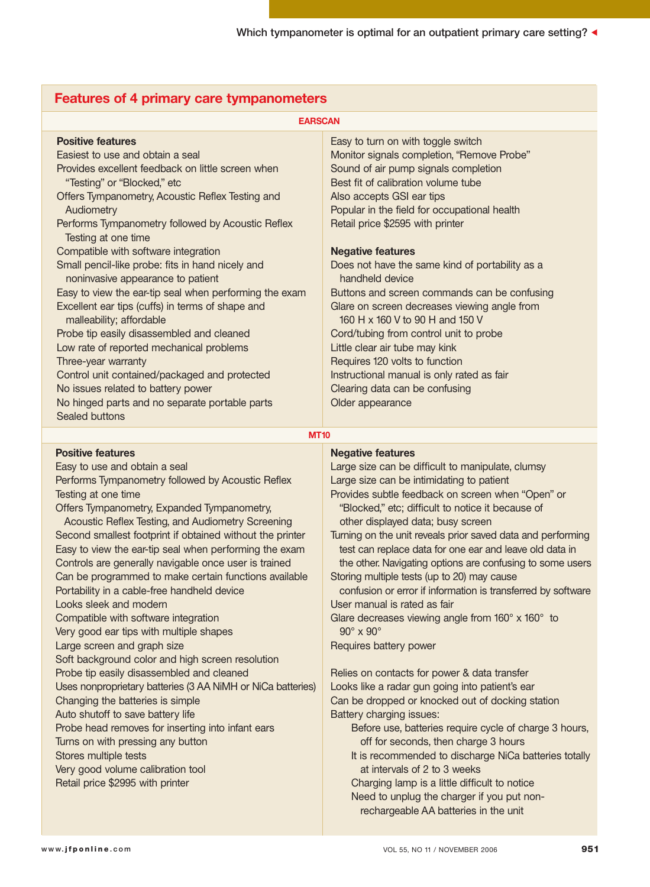## Features of 4 primary care tympanometers

### EARSCAN

**Positive features**

- Easiest to use and obtain a seal
- Provides excellent feedback on little screen when "Testing" or "Blocked," etc
- Offers Tympanometry, Acoustic Reflex Testing and Audiometry
- Performs Tympanometry followed by Acoustic Reflex Testing at one time
- Compatible with software integration
- Small pencil-like probe: fits in hand nicely and noninvasive appearance to patient
- Easy to view the ear-tip seal when performing the exam
- Excellent ear tips (cuffs) in terms of shape and malleability; affordable
- Probe tip easily disassembled and cleaned
- Low rate of reported mechanical problems
- Three-year warranty
- Control unit contained/packaged and protected
- No issues related to battery power
- No hinged parts and no separate portable parts
- Sealed buttons
- Easy to turn on with toggle switch
- Monitor signals completion, "Remove Probe"
- Sound of air pump signals completion
- Best fit of calibration volume tube
- Also accepts GSI ear tips
- Popular in the field for occupational health
- Retail price $2595 with printer

**Negative features**

- Does not have the same kind of portability as a handheld device
- Buttons and screen commands can be confusing
- Glare on screen decreases viewing angle from 160 H x 160 V to 90 H and 150 V
- Cord/tubing from control unit to probe
- Little clear air tube may kink
- Requires 120 volts to function
- Instructional manual is only rated as fair
- Clearing data can be confusing
- Older appearance

### MT10

**Positive features**

- Easy to use and obtain a seal
- Performs Tympanometry followed by Acoustic Reflex Testing at one time
- Offers Tympanometry, Expanded Tympanometry, Acoustic Reflex Testing, and Audiometry Screening
- Second smallest footprint if obtained without the printer
- Easy to view the ear-tip seal when performing the exam
- Controls are generally navigable once user is trained
- Can be programmed to make certain functions available
- Portability in a cable-free handheld device
- Looks sleek and modern
- Compatible with software integration
- Very good ear tips with multiple shapes
- Large screen and graph size
- Soft background color and high screen resolution
- Probe tip easily disassembled and cleaned
- Uses nonproprietary batteries (3 AA NiMH or NiCa batteries)
- Changing the batteries is simple
- Auto shutoff to save battery life
- Probe head removes for inserting into infant ears
- Turns on with pressing any button
- Stores multiple tests
- Very good volume calibration tool
- Retail price $2995 with printer

**Negative features**

- Large size can be difficult to manipulate, clumsy
- Large size can be intimidating to patient
- Provides subtle feedback on screen when "Open" or "Blocked," etc; difficult to notice it because of other displayed data; busy screen
- Turning on the unit reveals prior saved data and performing test can replace data for one ear and leave old data in the other. Navigating options are confusing to some users
- Storing multiple tests (up to 20) may cause confusion or error if information is transferred by software
- User manual is rated as fair
- Glare decreases viewing angle from 160° x 160° to 90° x 90°
- Requires battery power
- Relies on contacts for power & data transfer
- Looks like a radar gun going into patient's ear
- Can be dropped or knocked out of docking station
- Battery charging issues:
  - Before use, batteries require cycle of charge 3 hours, off for seconds, then charge 3 hours
  - It is recommended to discharge NiCa batteries totally at intervals of 2 to 3 weeks
  - Charging lamp is a little difficult to notice
  - Need to unplug the charger if you put non-rechargeable AA batteries in the unit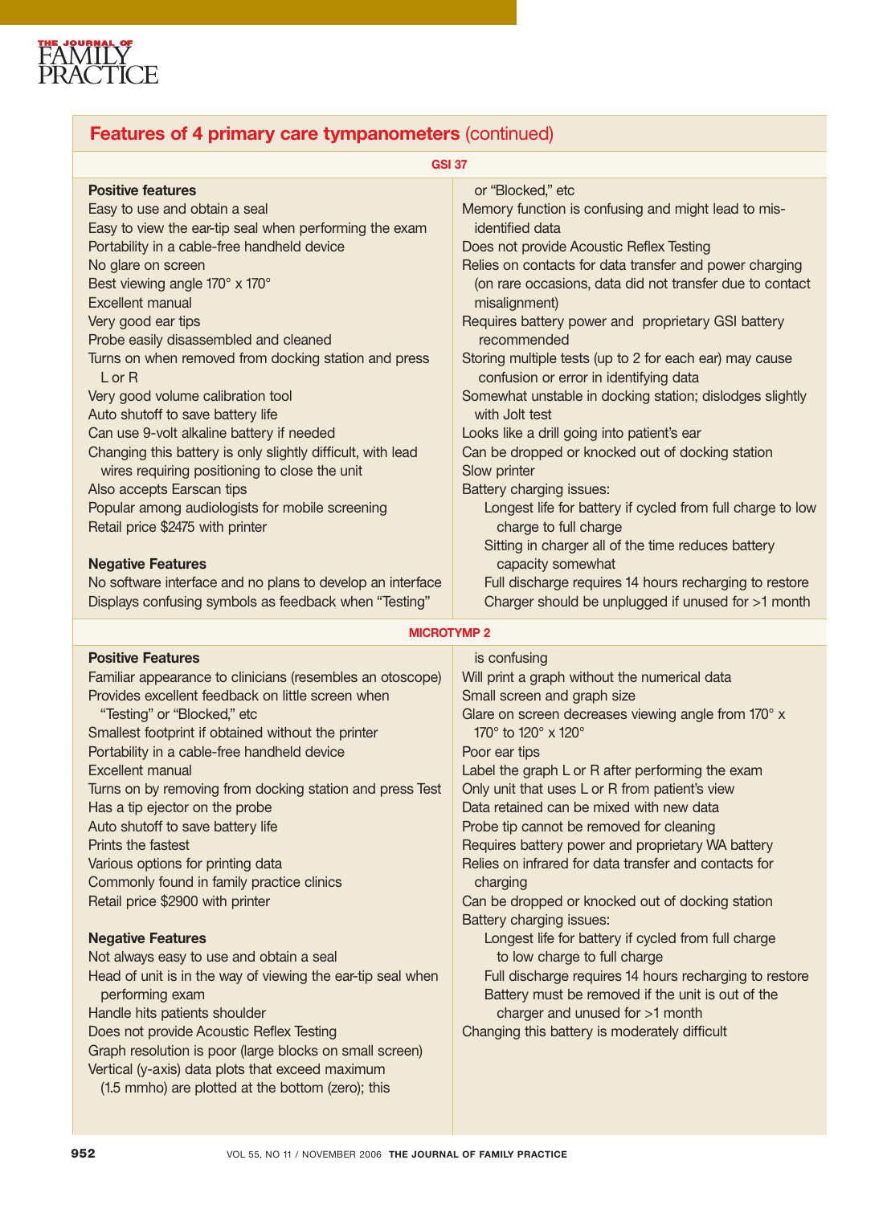## Features of 4 primary care tympanometers (continued)

### GSI 37

**Positive features**

Easy to use and obtain a seal
Easy to view the ear-tip seal when performing the exam
Portability in a cable-free handheld device
No glare on screen
Best viewing angle 170° x 170°
Excellent manual
Very good ear tips
Probe easily disassembled and cleaned
Turns on when removed from docking station and press L or R
Very good volume calibration tool
Auto shutoff to save battery life
Can use 9-volt alkaline battery if needed
Changing this battery is only slightly difficult, with lead wires requiring positioning to close the unit
Also accepts Earscan tips
Popular among audiologists for mobile screening
Retail price $2475 with printer

**Negative Features**

No software interface and no plans to develop an interface
Displays confusing symbols as feedback when "Testing" or "Blocked," etc
Memory function is confusing and might lead to mis-identified data
Does not provide Acoustic Reflex Testing
Relies on contacts for data transfer and power charging (on rare occasions, data did not transfer due to contact misalignment)
Requires battery power and proprietary GSI battery recommended
Storing multiple tests (up to 2 for each ear) may cause confusion or error in identifying data
Somewhat unstable in docking station; dislodges slightly with Jolt test
Looks like a drill going into patient's ear
Can be dropped or knocked out of docking station
Slow printer
Battery charging issues:
- Longest life for battery if cycled from full charge to low charge to full charge
- Sitting in charger all of the time reduces battery capacity somewhat
- Full discharge requires 14 hours recharging to restore
- Charger should be unplugged if unused for >1 month

### MICROTYMP 2

**Positive Features**

Familiar appearance to clinicians (resembles an otoscope)
Provides excellent feedback on little screen when "Testing" or "Blocked," etc
Smallest footprint if obtained without the printer
Portability in a cable-free handheld device
Excellent manual
Turns on by removing from docking station and press Test
Has a tip ejector on the probe
Auto shutoff to save battery life
Prints the fastest
Various options for printing data
Commonly found in family practice clinics
Retail price $2900 with printer

**Negative Features**

Not always easy to use and obtain a seal
Head of unit is in the way of viewing the ear-tip seal when performing exam
Handle hits patients shoulder
Does not provide Acoustic Reflex Testing
Graph resolution is poor (large blocks on small screen)
Vertical (y-axis) data plots that exceed maximum (1.5 mmho) are plotted at the bottom (zero); this is confusing
Will print a graph without the numerical data
Small screen and graph size
Glare on screen decreases viewing angle from 170° x 170° to 120° x 120°
Poor ear tips
Label the graph L or R after performing the exam
Only unit that uses L or R from patient's view
Data retained can be mixed with new data
Probe tip cannot be removed for cleaning
Requires battery power and proprietary WA battery
Relies on infrared for data transfer and contacts for charging
Can be dropped or knocked out of docking station
Battery charging issues:
- Longest life for battery if cycled from full charge to low charge to full charge
- Full discharge requires 14 hours recharging to restore
- Battery must be removed if the unit is out of the charger and unused for >1 month

Changing this battery is moderately difficult